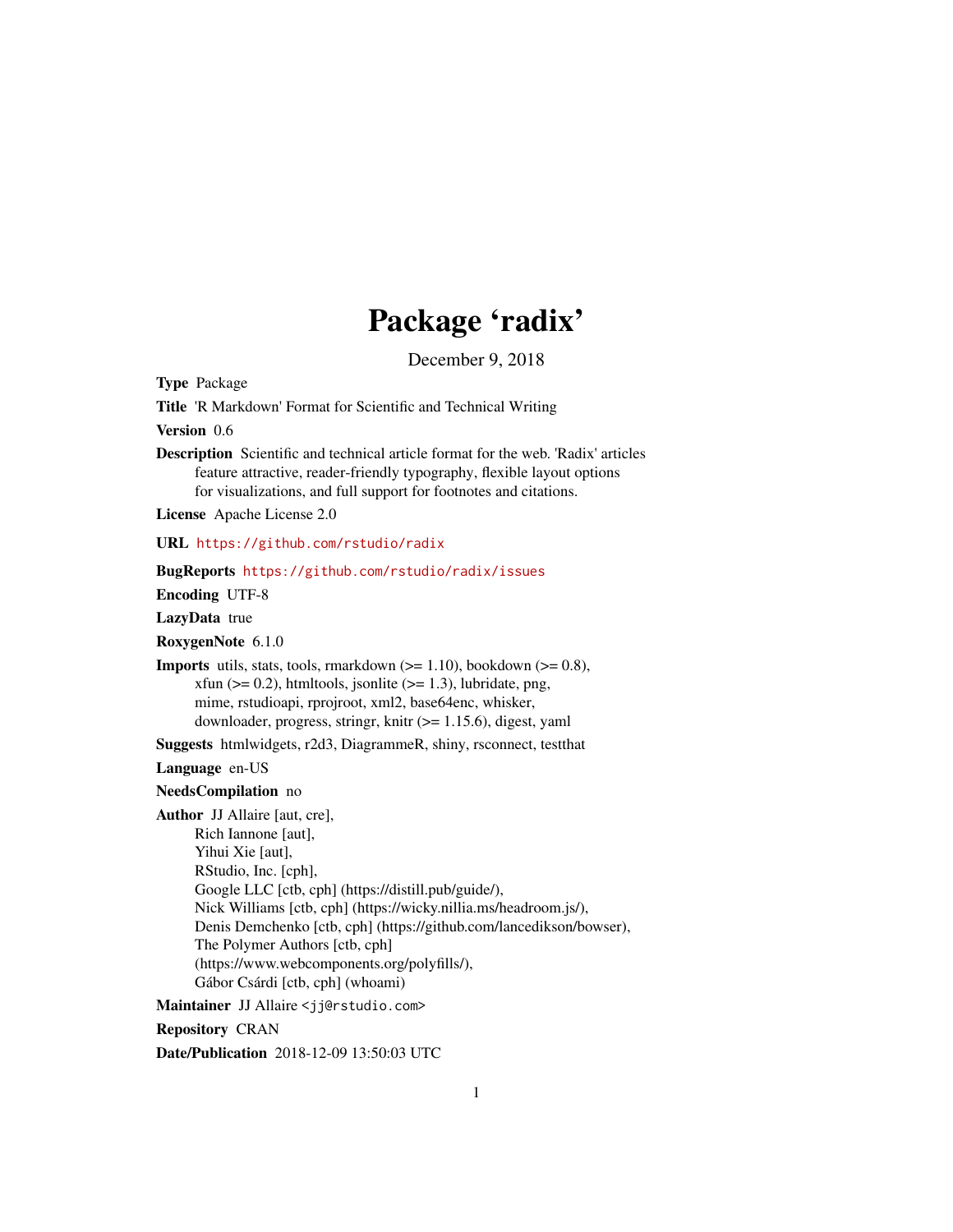# Package 'radix'

December 9, 2018

**Type** Package

**Title** 'R Markdown' Format for Scientific and Technical Writing

**Version** 0.6

**Description** Scientific and technical article format for the web. 'Radix' articles feature attractive, reader-friendly typography, flexible layout options for visualizations, and full support for footnotes and citations.

**License** Apache License 2.0

**URL** https://github.com/rstudio/radix

**BugReports** https://github.com/rstudio/radix/issues

**Encoding** UTF-8

**LazyData** true

**RoxygenNote** 6.1.0

**Imports** utils, stats, tools, rmarkdown (>= 1.10), bookdown (>= 0.8), xfun (>= 0.2), htmltools, jsonlite (>= 1.3), lubridate, png, mime, rstudioapi, rprojroot, xml2, base64enc, whisker, downloader, progress, stringr, knitr (>= 1.15.6), digest, yaml

**Suggests** htmlwidgets, r2d3, DiagrammeR, shiny, rsconnect, testthat

**Language** en-US

**NeedsCompilation** no

**Author** JJ Allaire [aut, cre],
Rich Iannone [aut],
Yihui Xie [aut],
RStudio, Inc. [cph],
Google LLC [ctb, cph] (https://distill.pub/guide/),
Nick Williams [ctb, cph] (https://wicky.nillia.ms/headroom.js/),
Denis Demchenko [ctb, cph] (https://github.com/lancedikson/bowser),
The Polymer Authors [ctb, cph]
(https://www.webcomponents.org/polyfills/),
Gábor Csárdi [ctb, cph] (whoami)

**Maintainer** JJ Allaire <jj@rstudio.com>

**Repository** CRAN

**Date/Publication** 2018-12-09 13:50:03 UTC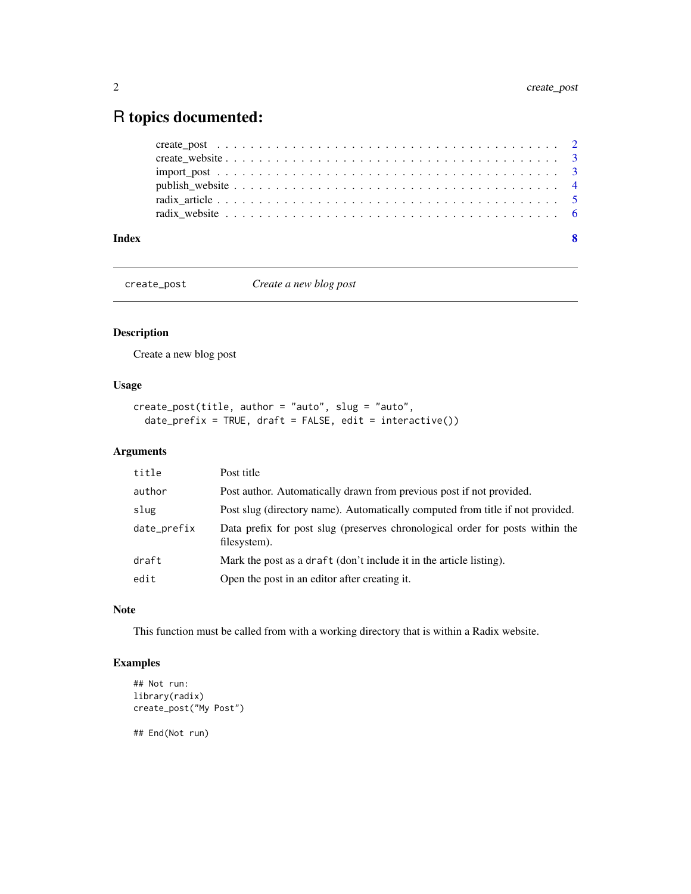# R topics documented:

create_post . . . . . . . . . . . . . . . . . . . . . . . . . . . . . . . . . . . . . . . . 2
create_website . . . . . . . . . . . . . . . . . . . . . . . . . . . . . . . . . . . . . . . 3
import_post . . . . . . . . . . . . . . . . . . . . . . . . . . . . . . . . . . . . . . . . 3
publish_website . . . . . . . . . . . . . . . . . . . . . . . . . . . . . . . . . . . . . . 4
radix_article . . . . . . . . . . . . . . . . . . . . . . . . . . . . . . . . . . . . . . . 5
radix_website . . . . . . . . . . . . . . . . . . . . . . . . . . . . . . . . . . . . . . . 6

**Index** **8**

---

## create_post — *Create a new blog post*

---

### Description

Create a new blog post

### Usage

```
create_post(title, author = "auto", slug = "auto",
  date_prefix = TRUE, draft = FALSE, edit = interactive())
```

### Arguments

| | |
|---|---|
| `title` | Post title |
| `author` | Post author. Automatically drawn from previous post if not provided. |
| `slug` | Post slug (directory name). Automatically computed from title if not provided. |
| `date_prefix` | Data prefix for post slug (preserves chronological order for posts within the filesystem). |
| `draft` | Mark the post as a `draft` (don't include it in the article listing). |
| `edit` | Open the post in an editor after creating it. |

### Note

This function must be called from with a working directory that is within a Radix website.

### Examples

```
## Not run:
library(radix)
create_post("My Post")

## End(Not run)
```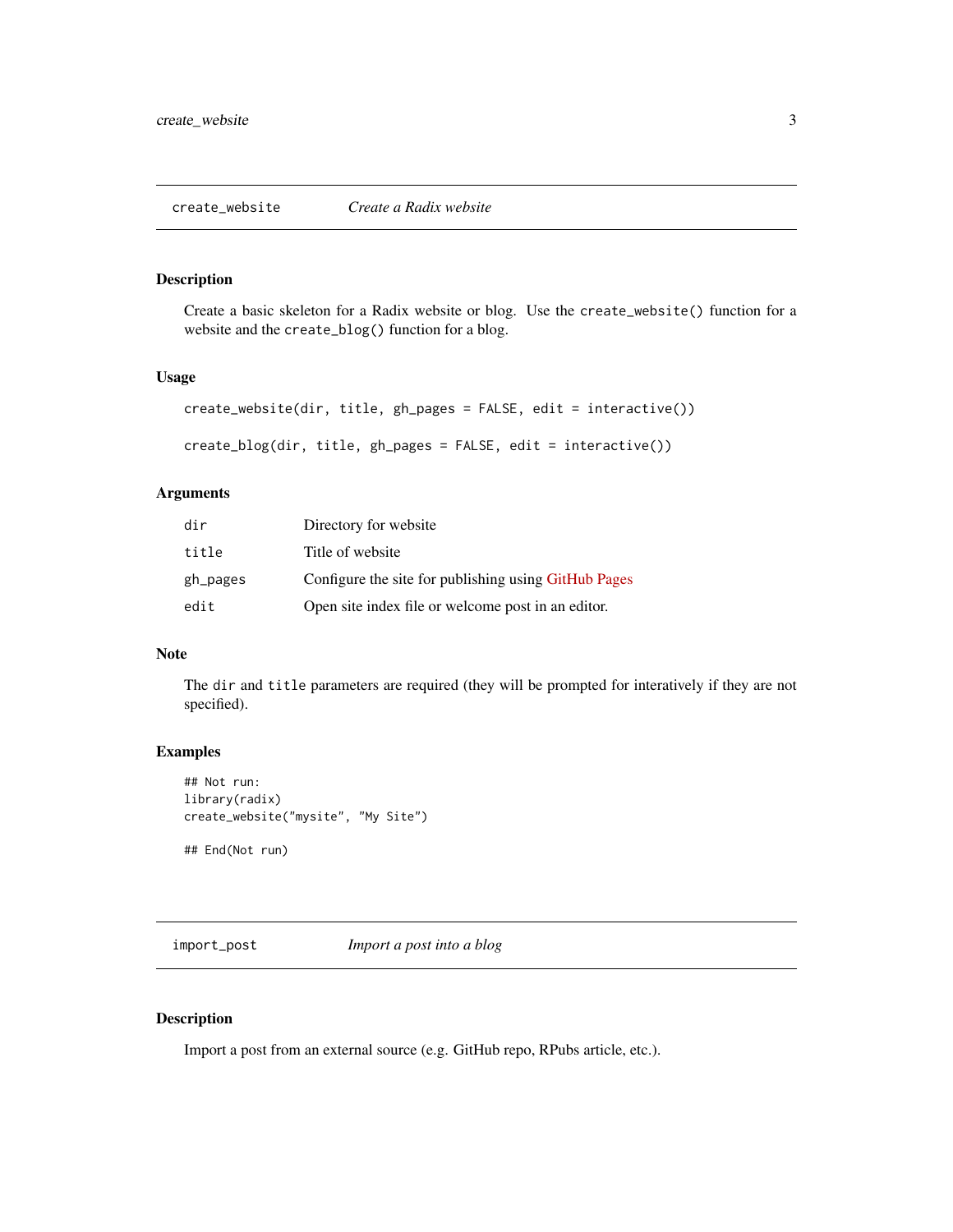## create_website — *Create a Radix website*

### Description

Create a basic skeleton for a Radix website or blog. Use the `create_website()` function for a website and the `create_blog()` function for a blog.

### Usage

```
create_website(dir, title, gh_pages = FALSE, edit = interactive())

create_blog(dir, title, gh_pages = FALSE, edit = interactive())
```

### Arguments

| | |
|---|---|
| `dir` | Directory for website |
| `title` | Title of website |
| `gh_pages` | Configure the site for publishing using GitHub Pages |
| `edit` | Open site index file or welcome post in an editor. |

### Note

The `dir` and `title` parameters are required (they will be prompted for interatively if they are not specified).

### Examples

```
## Not run:
library(radix)
create_website("mysite", "My Site")

## End(Not run)
```

## import_post — *Import a post into a blog*

### Description

Import a post from an external source (e.g. GitHub repo, RPubs article, etc.).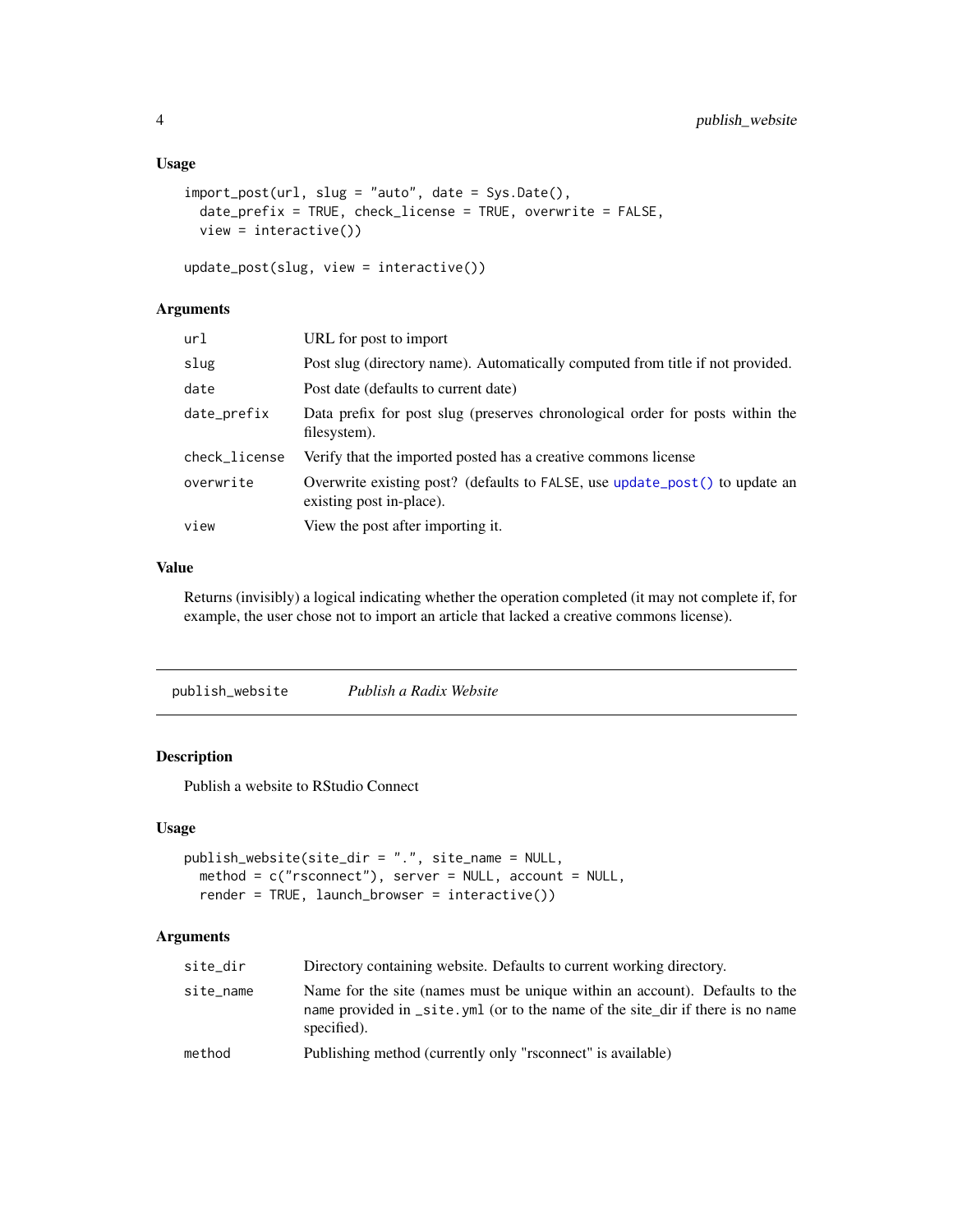### Usage

```
import_post(url, slug = "auto", date = Sys.Date(),
  date_prefix = TRUE, check_license = TRUE, overwrite = FALSE,
  view = interactive())

update_post(slug, view = interactive())
```

### Arguments

| | |
|---|---|
| `url` | URL for post to import |
| `slug` | Post slug (directory name). Automatically computed from title if not provided. |
| `date` | Post date (defaults to current date) |
| `date_prefix` | Data prefix for post slug (preserves chronological order for posts within the filesystem). |
| `check_license` | Verify that the imported posted has a creative commons license |
| `overwrite` | Overwrite existing post? (defaults to `FALSE`, use `update_post()` to update an existing post in-place). |
| `view` | View the post after importing it. |

### Value

Returns (invisibly) a logical indicating whether the operation completed (it may not complete if, for example, the user chose not to import an article that lacked a creative commons license).

---

## `publish_website` *Publish a Radix Website*

---

### Description

Publish a website to RStudio Connect

### Usage

```
publish_website(site_dir = ".", site_name = NULL,
  method = c("rsconnect"), server = NULL, account = NULL,
  render = TRUE, launch_browser = interactive())
```

### Arguments

| | |
|---|---|
| `site_dir` | Directory containing website. Defaults to current working directory. |
| `site_name` | Name for the site (names must be unique within an account). Defaults to the `name` provided in `_site.yml` (or to the name of the site_dir if there is no `name` specified). |
| `method` | Publishing method (currently only "rsconnect" is available) |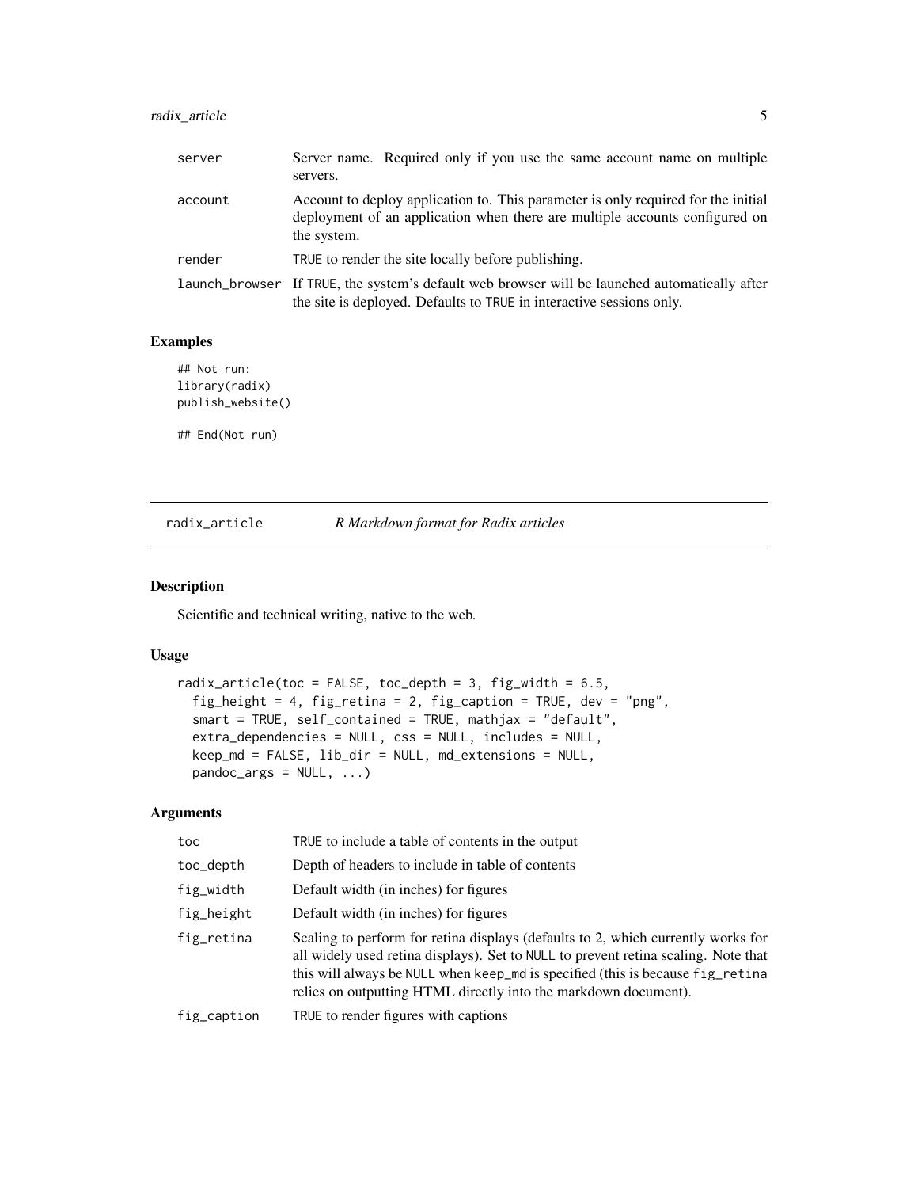| | |
|---|---|
| server | Server name. Required only if you use the same account name on multiple servers. |
| account | Account to deploy application to. This parameter is only required for the initial deployment of an application when there are multiple accounts configured on the system. |
| render | TRUE to render the site locally before publishing. |
| launch_browser | If TRUE, the system's default web browser will be launched automatically after the site is deployed. Defaults to TRUE in interactive sessions only. |

### Examples

```
## Not run:
library(radix)
publish_website()

## End(Not run)
```

## radix_article — *R Markdown format for Radix articles*

### Description

Scientific and technical writing, native to the web.

### Usage

```
radix_article(toc = FALSE, toc_depth = 3, fig_width = 6.5,
  fig_height = 4, fig_retina = 2, fig_caption = TRUE, dev = "png",
  smart = TRUE, self_contained = TRUE, mathjax = "default",
  extra_dependencies = NULL, css = NULL, includes = NULL,
  keep_md = FALSE, lib_dir = NULL, md_extensions = NULL,
  pandoc_args = NULL, ...)
```

### Arguments

| | |
|---|---|
| toc | TRUE to include a table of contents in the output |
| toc_depth | Depth of headers to include in table of contents |
| fig_width | Default width (in inches) for figures |
| fig_height | Default width (in inches) for figures |
| fig_retina | Scaling to perform for retina displays (defaults to 2, which currently works for all widely used retina displays). Set to NULL to prevent retina scaling. Note that this will always be NULL when keep_md is specified (this is because fig_retina relies on outputting HTML directly into the markdown document). |
| fig_caption | TRUE to render figures with captions |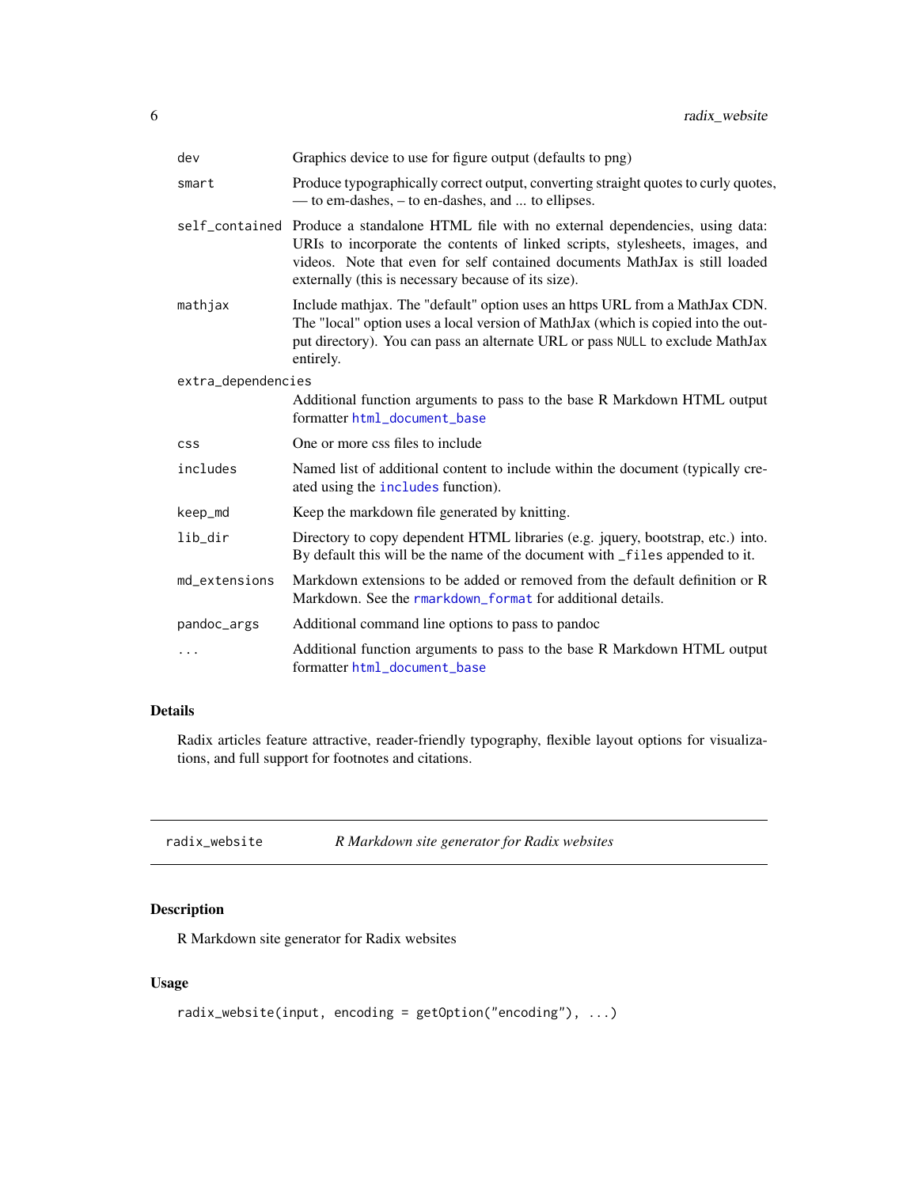| | |
|---|---|
| dev | Graphics device to use for figure output (defaults to png) |
| smart | Produce typographically correct output, converting straight quotes to curly quotes, — to em-dashes, – to en-dashes, and ... to ellipses. |
| self_contained | Produce a standalone HTML file with no external dependencies, using data: URIs to incorporate the contents of linked scripts, stylesheets, images, and videos. Note that even for self contained documents MathJax is still loaded externally (this is necessary because of its size). |
| mathjax | Include mathjax. The "default" option uses an https URL from a MathJax CDN. The "local" option uses a local version of MathJax (which is copied into the output directory). You can pass an alternate URL or pass `NULL` to exclude MathJax entirely. |
| extra_dependencies | Additional function arguments to pass to the base R Markdown HTML output formatter `html_document_base` |
| css | One or more css files to include |
| includes | Named list of additional content to include within the document (typically created using the `includes` function). |
| keep_md | Keep the markdown file generated by knitting. |
| lib_dir | Directory to copy dependent HTML libraries (e.g. jquery, bootstrap, etc.) into. By default this will be the name of the document with `_files` appended to it. |
| md_extensions | Markdown extensions to be added or removed from the default definition or R Markdown. See the `rmarkdown_format` for additional details. |
| pandoc_args | Additional command line options to pass to pandoc |
| ... | Additional function arguments to pass to the base R Markdown HTML output formatter `html_document_base` |

### Details

Radix articles feature attractive, reader-friendly typography, flexible layout options for visualizations, and full support for footnotes and citations.

---

## radix_website — *R Markdown site generator for Radix websites*

---

### Description

R Markdown site generator for Radix websites

### Usage

```
radix_website(input, encoding = getOption("encoding"), ...)
```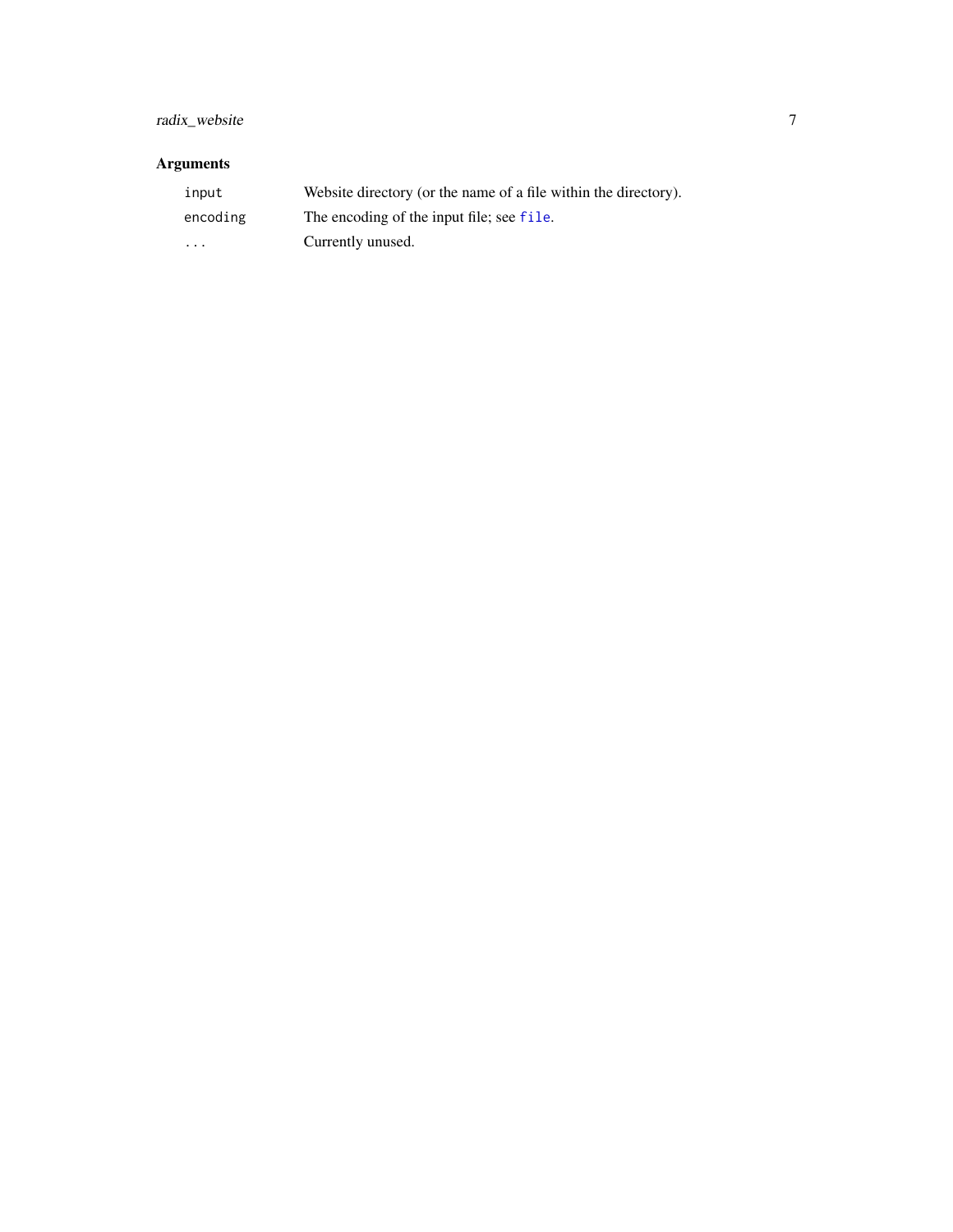## Arguments

| | |
|---|---|
| `input` | Website directory (or the name of a file within the directory). |
| `encoding` | The encoding of the input file; see `file`. |
| `...` | Currently unused. |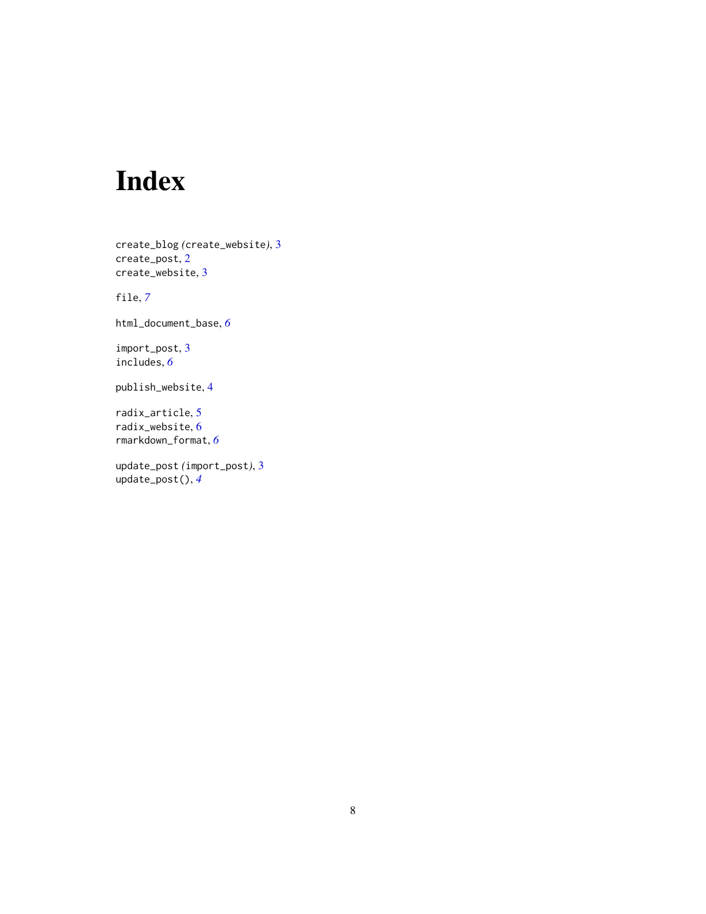# Index

create_blog (create_website), 3
create_post, 2
create_website, 3

file, *7*

html_document_base, *6*

import_post, 3
includes, *6*

publish_website, 4

radix_article, 5
radix_website, 6
rmarkdown_format, *6*

update_post (import_post), 3
update_post(), *4*